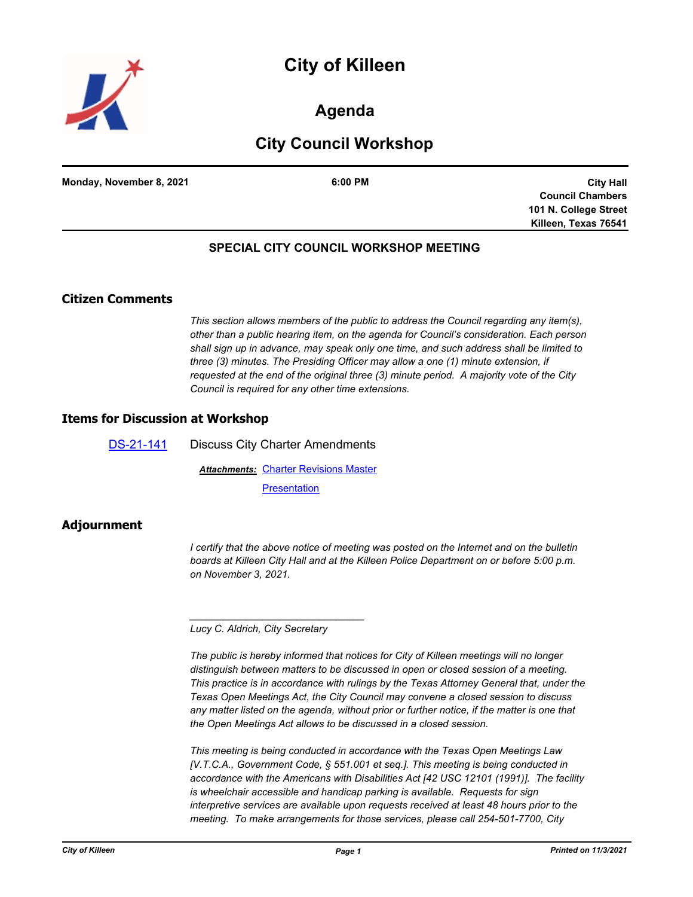# City of Killeen

## Agenda

## City Council Workshop

**Monday, November 8, 2021** | **6:00 PM** | **City Hall Council Chambers 101 N. College Street Killeen, Texas 76541**

### SPECIAL CITY COUNCIL WORKSHOP MEETING

## Citizen Comments

*This section allows members of the public to address the Council regarding any item(s), other than a public hearing item, on the agenda for Council's consideration. Each person shall sign up in advance, may speak only one time, and such address shall be limited to three (3) minutes. The Presiding Officer may allow a one (1) minute extension, if requested at the end of the original three (3) minute period. A majority vote of the City Council is required for any other time extensions.*

## Items for Discussion at Workshop

DS-21-141 Discuss City Charter Amendments

***Attachments:*** Charter Revisions Master

Presentation

## Adjournment

*I certify that the above notice of meeting was posted on the Internet and on the bulletin boards at Killeen City Hall and at the Killeen Police Department on or before 5:00 p.m. on November 3, 2021.*

_______________________________

*Lucy C. Aldrich, City Secretary*

*The public is hereby informed that notices for City of Killeen meetings will no longer distinguish between matters to be discussed in open or closed session of a meeting. This practice is in accordance with rulings by the Texas Attorney General that, under the Texas Open Meetings Act, the City Council may convene a closed session to discuss any matter listed on the agenda, without prior or further notice, if the matter is one that the Open Meetings Act allows to be discussed in a closed session.*

*This meeting is being conducted in accordance with the Texas Open Meetings Law [V.T.C.A., Government Code, § 551.001 et seq.]. This meeting is being conducted in accordance with the Americans with Disabilities Act [42 USC 12101 (1991)]. The facility is wheelchair accessible and handicap parking is available. Requests for sign interpretive services are available upon requests received at least 48 hours prior to the meeting. To make arrangements for those services, please call 254-501-7700, City*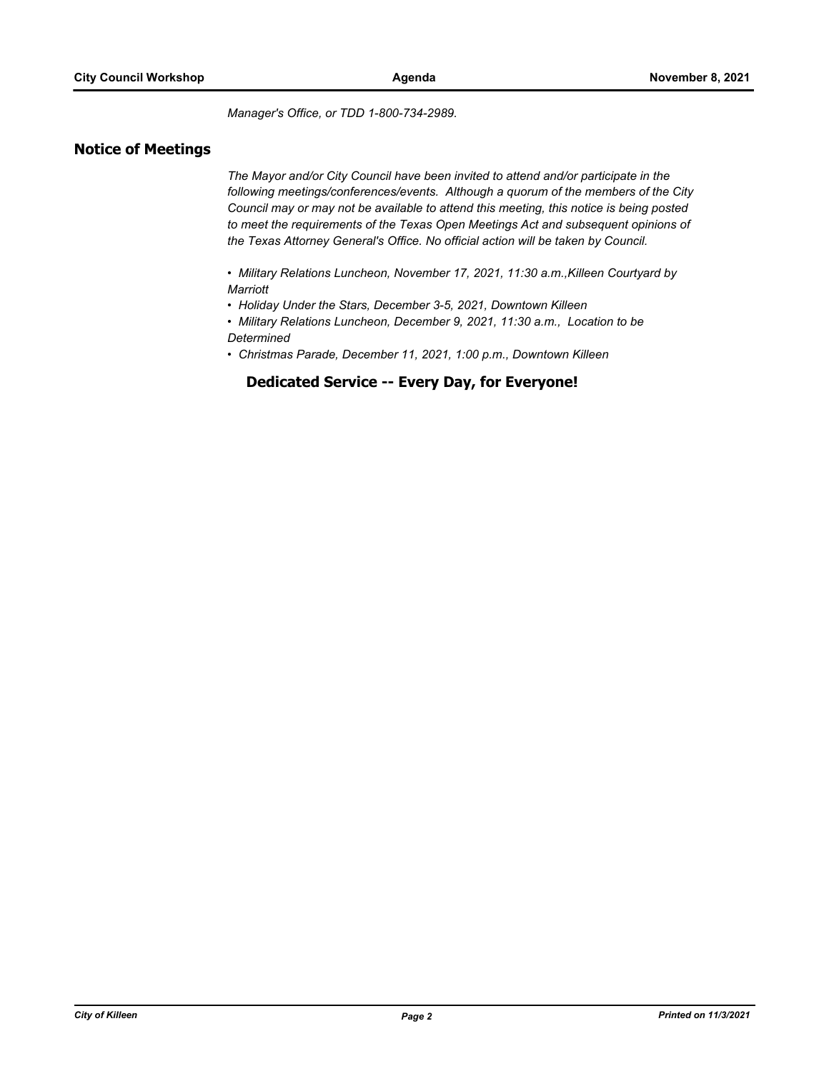*Manager's Office, or TDD 1-800-734-2989.*

## Notice of Meetings

*The Mayor and/or City Council have been invited to attend and/or participate in the following meetings/conferences/events. Although a quorum of the members of the City Council may or may not be available to attend this meeting, this notice is being posted to meet the requirements of the Texas Open Meetings Act and subsequent opinions of the Texas Attorney General's Office. No official action will be taken by Council.*

- *Military Relations Luncheon, November 17, 2021, 11:30 a.m.,Killeen Courtyard by Marriott*
- *Holiday Under the Stars, December 3-5, 2021, Downtown Killeen*
- *Military Relations Luncheon, December 9, 2021, 11:30 a.m., Location to be Determined*
- *Christmas Parade, December 11, 2021, 1:00 p.m., Downtown Killeen*

**Dedicated Service -- Every Day, for Everyone!**